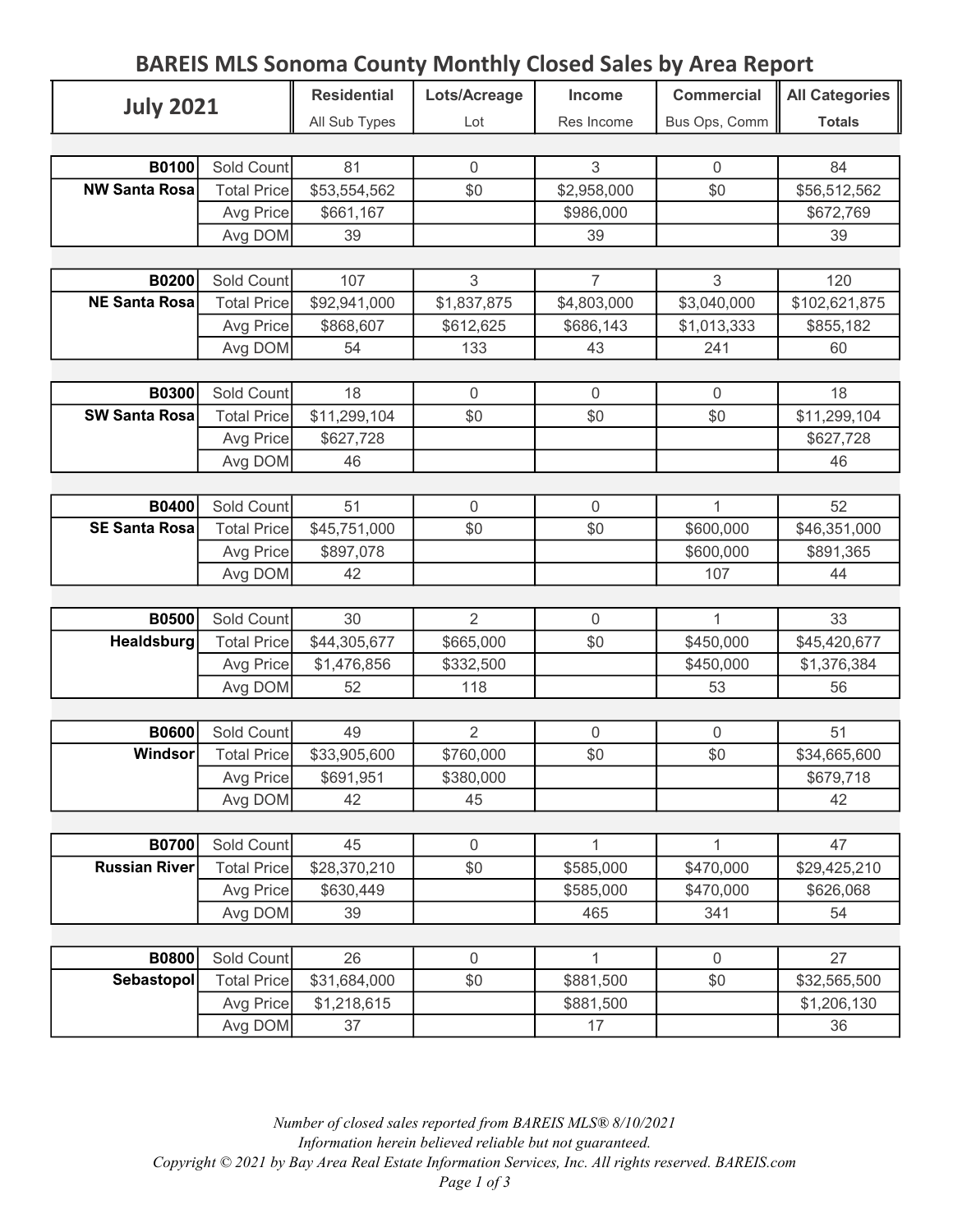# BAREIS MLS Sonoma County Monthly Closed Sales by Area Report

| July 2021 | | Residential<br>All Sub Types | Lots/Acreage<br>Lot | Income<br>Res Income | Commercial<br>Bus Ops, Comm | All Categories<br>Totals |
|---|---|---|---|---|---|---|
| **B0100** | Sold Count | 81 | 0 | 3 | 0 | 84 |
| **NW Santa Rosa** | Total Price | $53,554,562 | $0 | $2,958,000 | $0 | $56,512,562 |
| | Avg Price | $661,167 | | $986,000 | | $672,769 |
| | Avg DOM | 39 | | 39 | | 39 |
| **B0200** | Sold Count | 107 | 3 | 7 | 3 | 120 |
| **NE Santa Rosa** | Total Price | $92,941,000 | $1,837,875 | $4,803,000 | $3,040,000 | $102,621,875 |
| | Avg Price | $868,607 | $612,625 | $686,143 | $1,013,333 | $855,182 |
| | Avg DOM | 54 | 133 | 43 | 241 | 60 |
| **B0300** | Sold Count | 18 | 0 | 0 | 0 | 18 |
| **SW Santa Rosa** | Total Price | $11,299,104 | $0 | $0 | $0 | $11,299,104 |
| | Avg Price | $627,728 | | | | $627,728 |
| | Avg DOM | 46 | | | | 46 |
| **B0400** | Sold Count | 51 | 0 | 0 | 1 | 52 |
| **SE Santa Rosa** | Total Price | $45,751,000 | $0 | $0 | $600,000 | $46,351,000 |
| | Avg Price | $897,078 | | | $600,000 | $891,365 |
| | Avg DOM | 42 | | | 107 | 44 |
| **B0500** | Sold Count | 30 | 2 | 0 | 1 | 33 |
| **Healdsburg** | Total Price | $44,305,677 | $665,000 | $0 | $450,000 | $45,420,677 |
| | Avg Price | $1,476,856 | $332,500 | | $450,000 | $1,376,384 |
| | Avg DOM | 52 | 118 | | 53 | 56 |
| **B0600** | Sold Count | 49 | 2 | 0 | 0 | 51 |
| **Windsor** | Total Price | $33,905,600 | $760,000 | $0 | $0 | $34,665,600 |
| | Avg Price | $691,951 | $380,000 | | | $679,718 |
| | Avg DOM | 42 | 45 | | | 42 |
| **B0700** | Sold Count | 45 | 0 | 1 | 1 | 47 |
| **Russian River** | Total Price | $28,370,210 | $0 | $585,000 | $470,000 | $29,425,210 |
| | Avg Price | $630,449 | | $585,000 | $470,000 | $626,068 |
| | Avg DOM | 39 | | 465 | 341 | 54 |
| **B0800** | Sold Count | 26 | 0 | 1 | 0 | 27 |
| **Sebastopol** | Total Price | $31,684,000 | $0 | $881,500 | $0 | $32,565,500 |
| | Avg Price | $1,218,615 | | $881,500 | | $1,206,130 |
| | Avg DOM | 37 | | 17 | | 36 |

*Number of closed sales reported from BAREIS MLS® 8/10/2021*
*Information herein believed reliable but not guaranteed.*
*Copyright © 2021 by Bay Area Real Estate Information Services, Inc. All rights reserved. BAREIS.com*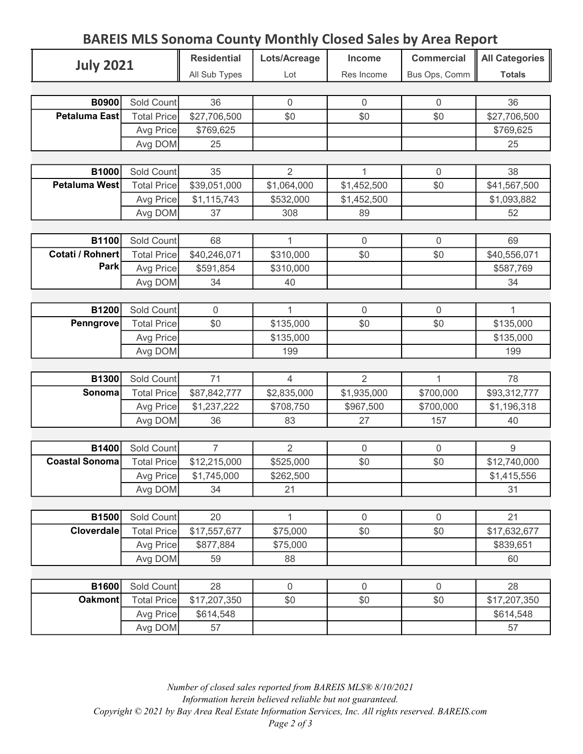# BAREIS MLS Sonoma County Monthly Closed Sales by Area Report

| July 2021 | | Residential | Lots/Acreage | Income | Commercial | All Categories |
|---|---|---|---|---|---|---|
| | | All Sub Types | Lot | Res Income | Bus Ops, Comm | Totals |
| **B0900** | Sold Count | 36 | 0 | 0 | 0 | 36 |
| **Petaluma East** | Total Price | $27,706,500 | $0 | $0 | $0 | $27,706,500 |
| | Avg Price | $769,625 | | | | $769,625 |
| | Avg DOM | 25 | | | | 25 |
| **B1000** | Sold Count | 35 | 2 | 1 | 0 | 38 |
| **Petaluma West** | Total Price | $39,051,000 | $1,064,000 | $1,452,500 | $0 | $41,567,500 |
| | Avg Price | $1,115,743 | $532,000 | $1,452,500 | | $1,093,882 |
| | Avg DOM | 37 | 308 | 89 | | 52 |
| **B1100** | Sold Count | 68 | 1 | 0 | 0 | 69 |
| **Cotati / Rohnert Park** | Total Price | $40,246,071 | $310,000 | $0 | $0 | $40,556,071 |
| | Avg Price | $591,854 | $310,000 | | | $587,769 |
| | Avg DOM | 34 | 40 | | | 34 |
| **B1200** | Sold Count | 0 | 1 | 0 | 0 | 1 |
| **Penngrove** | Total Price | $0 | $135,000 | $0 | $0 | $135,000 |
| | Avg Price | | $135,000 | | | $135,000 |
| | Avg DOM | | 199 | | | 199 |
| **B1300** | Sold Count | 71 | 4 | 2 | 1 | 78 |
| **Sonoma** | Total Price | $87,842,777 | $2,835,000 | $1,935,000 | $700,000 | $93,312,777 |
| | Avg Price | $1,237,222 | $708,750 | $967,500 | $700,000 | $1,196,318 |
| | Avg DOM | 36 | 83 | 27 | 157 | 40 |
| **B1400** | Sold Count | 7 | 2 | 0 | 0 | 9 |
| **Coastal Sonoma** | Total Price | $12,215,000 | $525,000 | $0 | $0 | $12,740,000 |
| | Avg Price | $1,745,000 | $262,500 | | | $1,415,556 |
| | Avg DOM | 34 | 21 | | | 31 |
| **B1500** | Sold Count | 20 | 1 | 0 | 0 | 21 |
| **Cloverdale** | Total Price | $17,557,677 | $75,000 | $0 | $0 | $17,632,677 |
| | Avg Price | $877,884 | $75,000 | | | $839,651 |
| | Avg DOM | 59 | 88 | | | 60 |
| **B1600** | Sold Count | 28 | 0 | 0 | 0 | 28 |
| **Oakmont** | Total Price | $17,207,350 | $0 | $0 | $0 | $17,207,350 |
| | Avg Price | $614,548 | | | | $614,548 |
| | Avg DOM | 57 | | | | 57 |

*Number of closed sales reported from BAREIS MLS® 8/10/2021*
*Information herein believed reliable but not guaranteed.*
*Copyright © 2021 by Bay Area Real Estate Information Services, Inc. All rights reserved. BAREIS.com*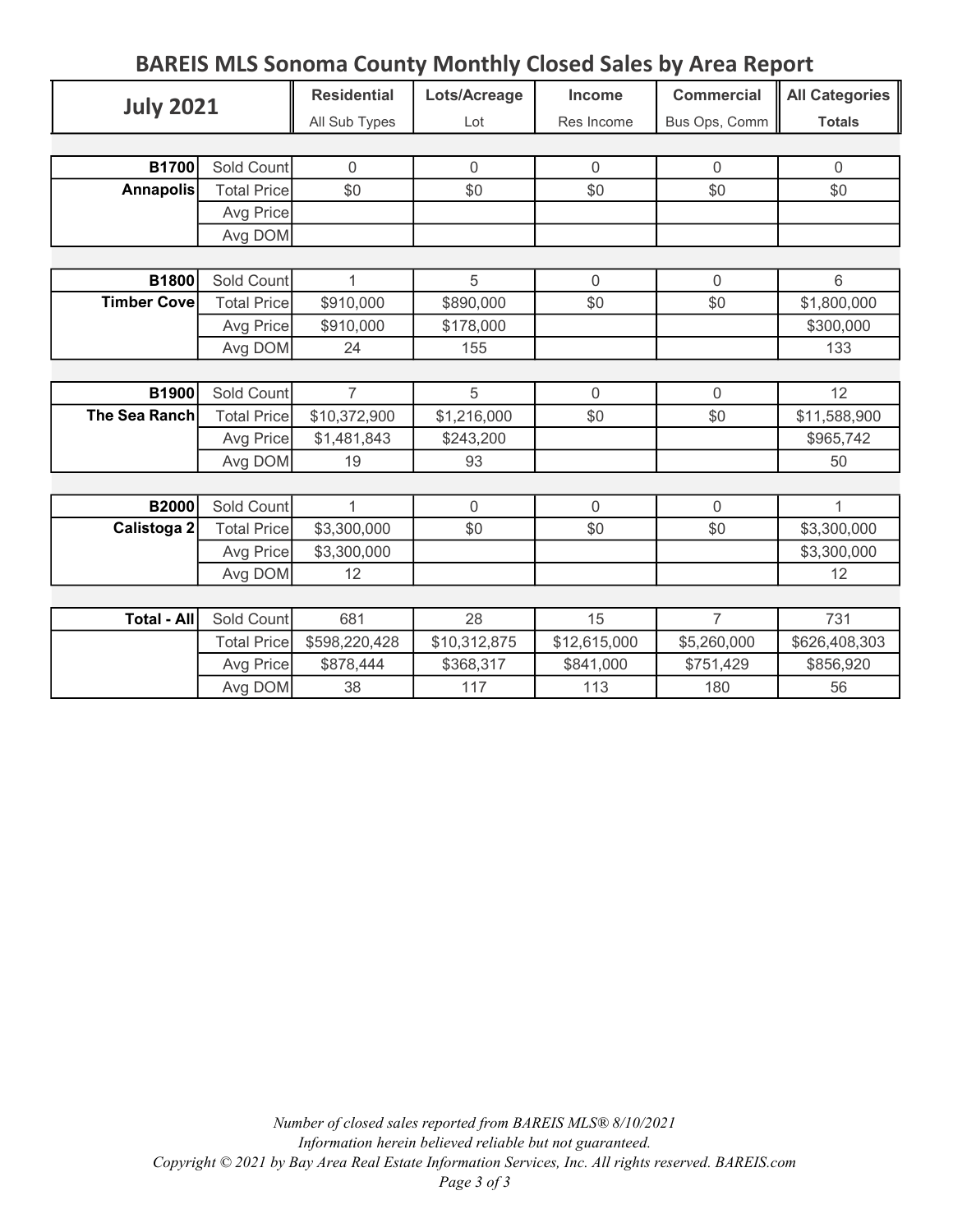# BAREIS MLS Sonoma County Monthly Closed Sales by Area Report

| July 2021 | | Residential<br>All Sub Types | Lots/Acreage<br>Lot | Income<br>Res Income | Commercial<br>Bus Ops, Comm | All Categories<br>Totals |
|---|---|---|---|---|---|---|
| **B1700** | Sold Count | 0 | 0 | 0 | 0 | 0 |
| **Annapolis** | Total Price | $0 | $0 | $0 | $0 | $0 |
| | Avg Price | | | | | |
| | Avg DOM | | | | | |
| **B1800** | Sold Count | 1 | 5 | 0 | 0 | 6 |
| **Timber Cove** | Total Price | $910,000 | $890,000 | $0 | $0 | $1,800,000 |
| | Avg Price | $910,000 | $178,000 | | | $300,000 |
| | Avg DOM | 24 | 155 | | | 133 |
| **B1900** | Sold Count | 7 | 5 | 0 | 0 | 12 |
| **The Sea Ranch** | Total Price | $10,372,900 | $1,216,000 | $0 | $0 | $11,588,900 |
| | Avg Price | $1,481,843 | $243,200 | | | $965,742 |
| | Avg DOM | 19 | 93 | | | 50 |
| **B2000** | Sold Count | 1 | 0 | 0 | 0 | 1 |
| **Calistoga 2** | Total Price | $3,300,000 | $0 | $0 | $0 | $3,300,000 |
| | Avg Price | $3,300,000 | | | | $3,300,000 |
| | Avg DOM | 12 | | | | 12 |
| **Total - All** | Sold Count | 681 | 28 | 15 | 7 | 731 |
| | Total Price | $598,220,428 | $10,312,875 | $12,615,000 | $5,260,000 | $626,408,303 |
| | Avg Price | $878,444 | $368,317 | $841,000 | $751,429 | $856,920 |
| | Avg DOM | 38 | 117 | 113 | 180 | 56 |

*Number of closed sales reported from BAREIS MLS® 8/10/2021*
*Information herein believed reliable but not guaranteed.*
*Copyright © 2021 by Bay Area Real Estate Information Services, Inc. All rights reserved. BAREIS.com*